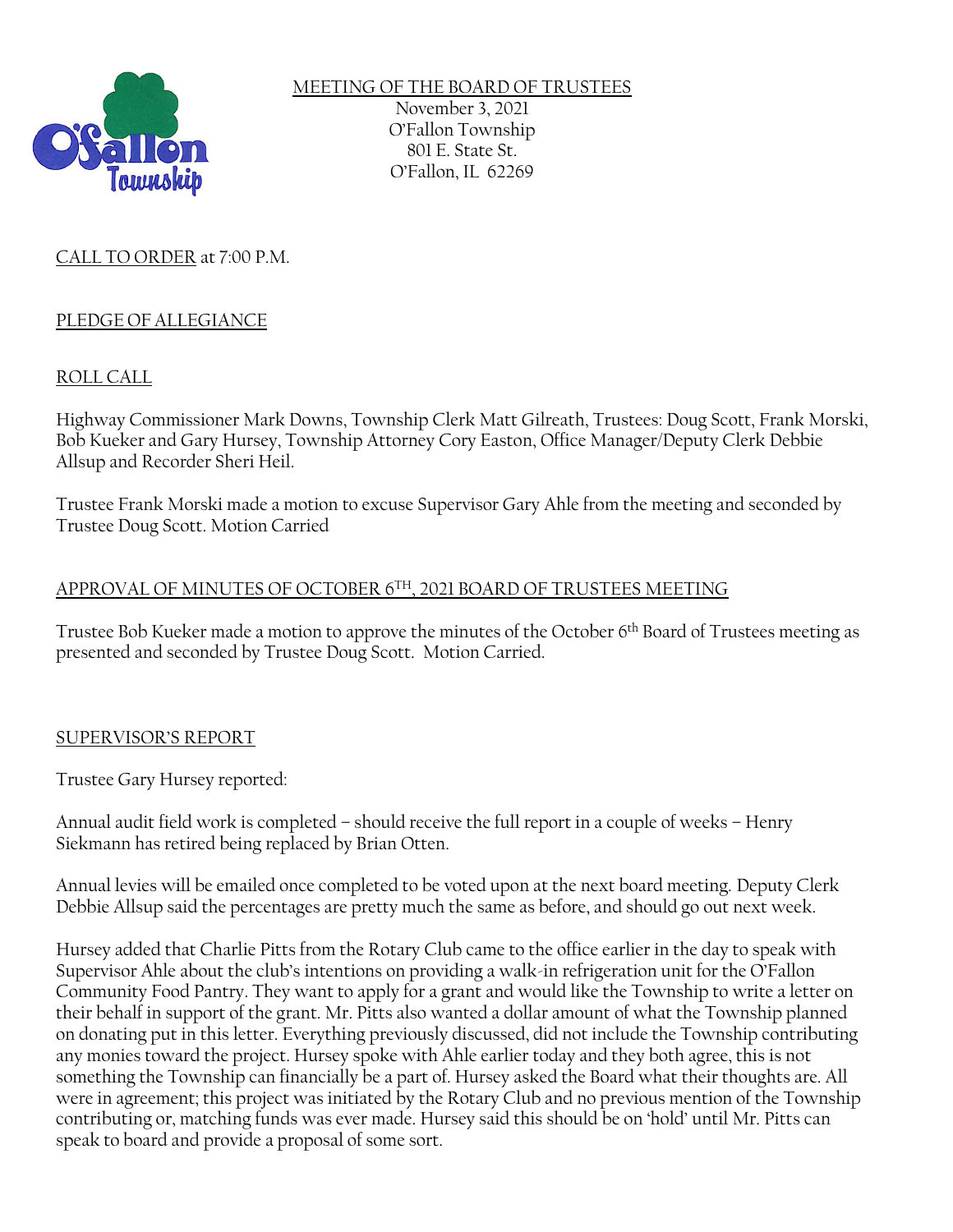MEETING OF THE BOARD OF TRUSTEES
November 3, 2021
O'Fallon Township
801 E. State St.
O'Fallon, IL 62269

CALL TO ORDER at 7:00 P.M.

PLEDGE OF ALLEGIANCE

ROLL CALL

Highway Commissioner Mark Downs, Township Clerk Matt Gilreath, Trustees: Doug Scott, Frank Morski, Bob Kueker and Gary Hursey, Township Attorney Cory Easton, Office Manager/Deputy Clerk Debbie Allsup and Recorder Sheri Heil.

Trustee Frank Morski made a motion to excuse Supervisor Gary Ahle from the meeting and seconded by Trustee Doug Scott. Motion Carried

APPROVAL OF MINUTES OF OCTOBER 6TH, 2021 BOARD OF TRUSTEES MEETING

Trustee Bob Kueker made a motion to approve the minutes of the October 6th Board of Trustees meeting as presented and seconded by Trustee Doug Scott. Motion Carried.

SUPERVISOR'S REPORT

Trustee Gary Hursey reported:

Annual audit field work is completed – should receive the full report in a couple of weeks – Henry Siekmann has retired being replaced by Brian Otten.

Annual levies will be emailed once completed to be voted upon at the next board meeting. Deputy Clerk Debbie Allsup said the percentages are pretty much the same as before, and should go out next week.

Hursey added that Charlie Pitts from the Rotary Club came to the office earlier in the day to speak with Supervisor Ahle about the club's intentions on providing a walk-in refrigeration unit for the O'Fallon Community Food Pantry. They want to apply for a grant and would like the Township to write a letter on their behalf in support of the grant. Mr. Pitts also wanted a dollar amount of what the Township planned on donating put in this letter. Everything previously discussed, did not include the Township contributing any monies toward the project. Hursey spoke with Ahle earlier today and they both agree, this is not something the Township can financially be a part of. Hursey asked the Board what their thoughts are. All were in agreement; this project was initiated by the Rotary Club and no previous mention of the Township contributing or, matching funds was ever made. Hursey said this should be on 'hold' until Mr. Pitts can speak to board and provide a proposal of some sort.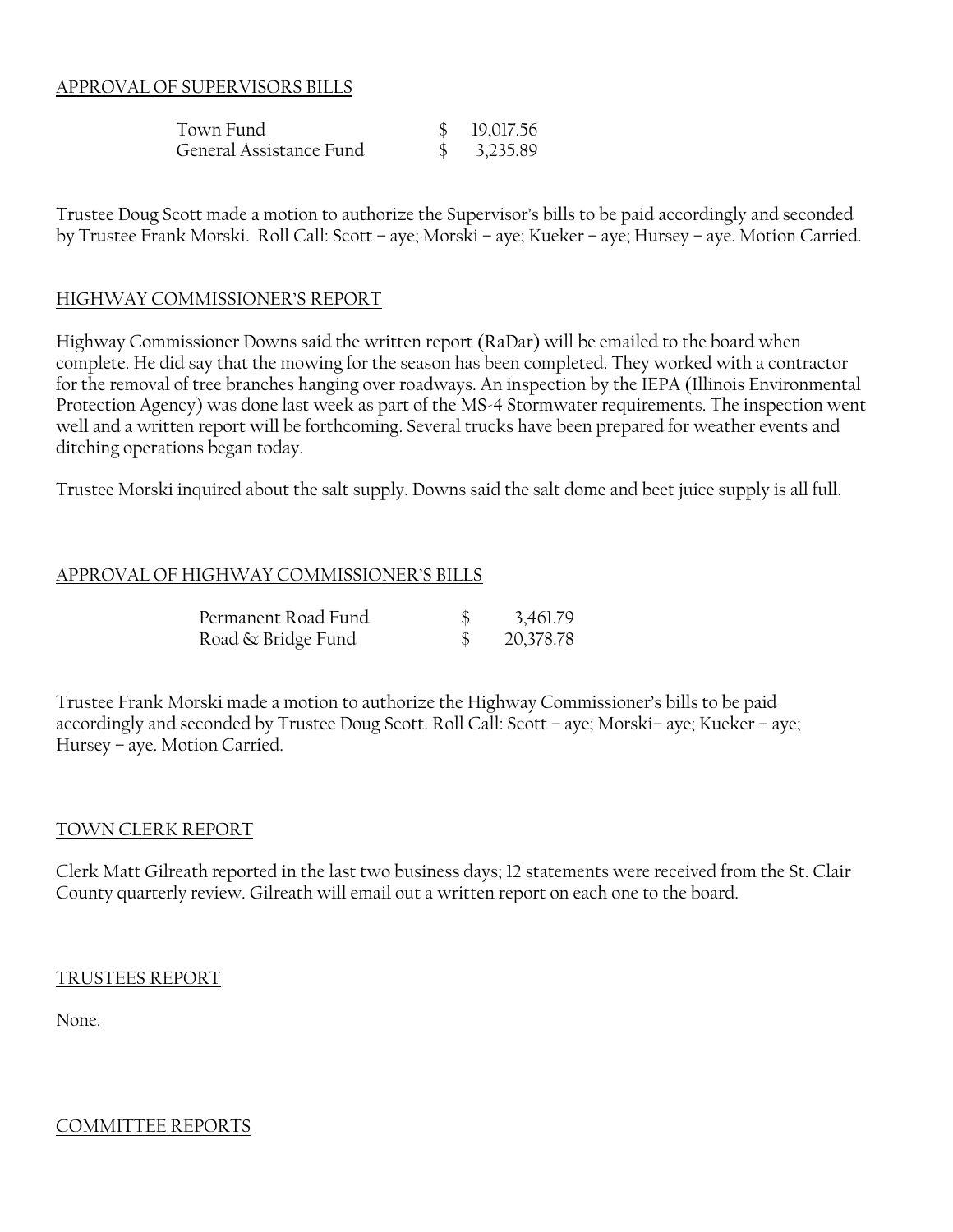## APPROVAL OF SUPERVISORS BILLS

| | | |
|---|---|---|
| Town Fund | $ | 19,017.56 |
| General Assistance Fund | $ | 3,235.89 |

Trustee Doug Scott made a motion to authorize the Supervisor's bills to be paid accordingly and seconded by Trustee Frank Morski. Roll Call: Scott – aye; Morski – aye; Kueker – aye; Hursey – aye. Motion Carried.

## HIGHWAY COMMISSIONER'S REPORT

Highway Commissioner Downs said the written report (RaDar) will be emailed to the board when complete. He did say that the mowing for the season has been completed. They worked with a contractor for the removal of tree branches hanging over roadways. An inspection by the IEPA (Illinois Environmental Protection Agency) was done last week as part of the MS-4 Stormwater requirements. The inspection went well and a written report will be forthcoming. Several trucks have been prepared for weather events and ditching operations began today.

Trustee Morski inquired about the salt supply. Downs said the salt dome and beet juice supply is all full.

## APPROVAL OF HIGHWAY COMMISSIONER'S BILLS

| | | |
|---|---|---|
| Permanent Road Fund | $ | 3,461.79 |
| Road & Bridge Fund | $ | 20,378.78 |

Trustee Frank Morski made a motion to authorize the Highway Commissioner's bills to be paid accordingly and seconded by Trustee Doug Scott. Roll Call: Scott – aye; Morski– aye; Kueker – aye; Hursey – aye. Motion Carried.

## TOWN CLERK REPORT

Clerk Matt Gilreath reported in the last two business days; 12 statements were received from the St. Clair County quarterly review. Gilreath will email out a written report on each one to the board.

## TRUSTEES REPORT

None.

## COMMITTEE REPORTS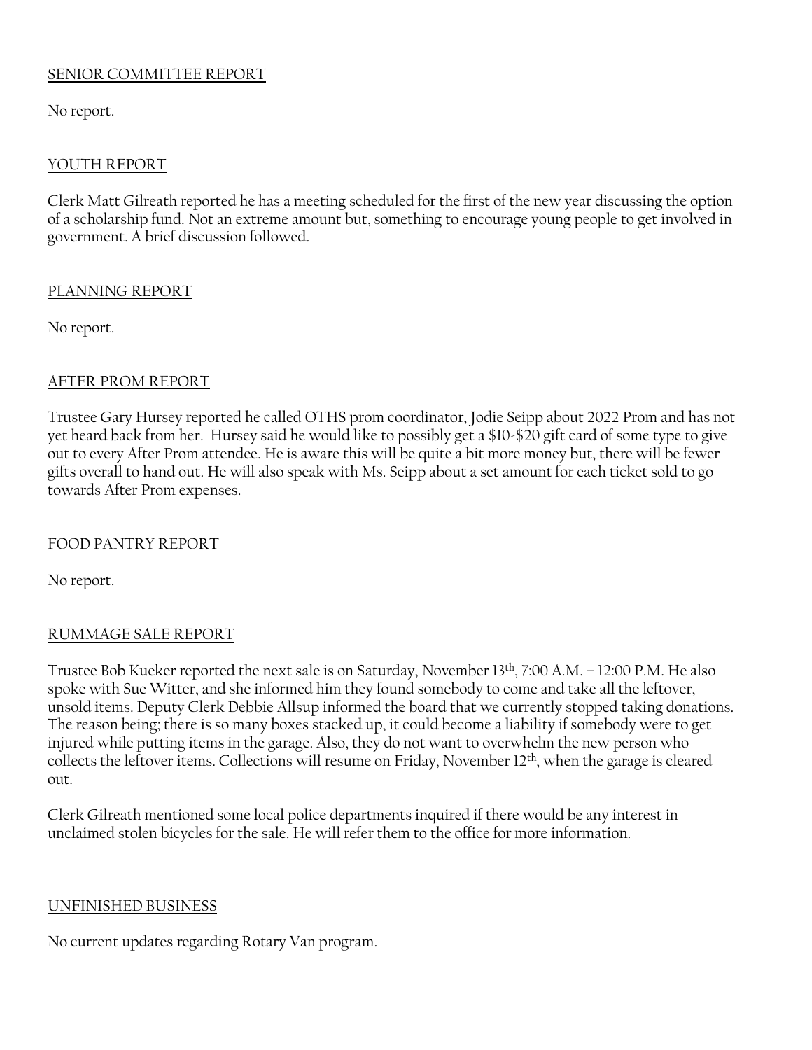## SENIOR COMMITTEE REPORT

No report.

## YOUTH REPORT

Clerk Matt Gilreath reported he has a meeting scheduled for the first of the new year discussing the option of a scholarship fund. Not an extreme amount but, something to encourage young people to get involved in government. A brief discussion followed.

## PLANNING REPORT

No report.

## AFTER PROM REPORT

Trustee Gary Hursey reported he called OTHS prom coordinator, Jodie Seipp about 2022 Prom and has not yet heard back from her. Hursey said he would like to possibly get a $10-$20 gift card of some type to give out to every After Prom attendee. He is aware this will be quite a bit more money but, there will be fewer gifts overall to hand out. He will also speak with Ms. Seipp about a set amount for each ticket sold to go towards After Prom expenses.

## FOOD PANTRY REPORT

No report.

## RUMMAGE SALE REPORT

Trustee Bob Kueker reported the next sale is on Saturday, November 13th, 7:00 A.M. – 12:00 P.M. He also spoke with Sue Witter, and she informed him they found somebody to come and take all the leftover, unsold items. Deputy Clerk Debbie Allsup informed the board that we currently stopped taking donations. The reason being; there is so many boxes stacked up, it could become a liability if somebody were to get injured while putting items in the garage. Also, they do not want to overwhelm the new person who collects the leftover items. Collections will resume on Friday, November 12th, when the garage is cleared out.

Clerk Gilreath mentioned some local police departments inquired if there would be any interest in unclaimed stolen bicycles for the sale. He will refer them to the office for more information.

## UNFINISHED BUSINESS

No current updates regarding Rotary Van program.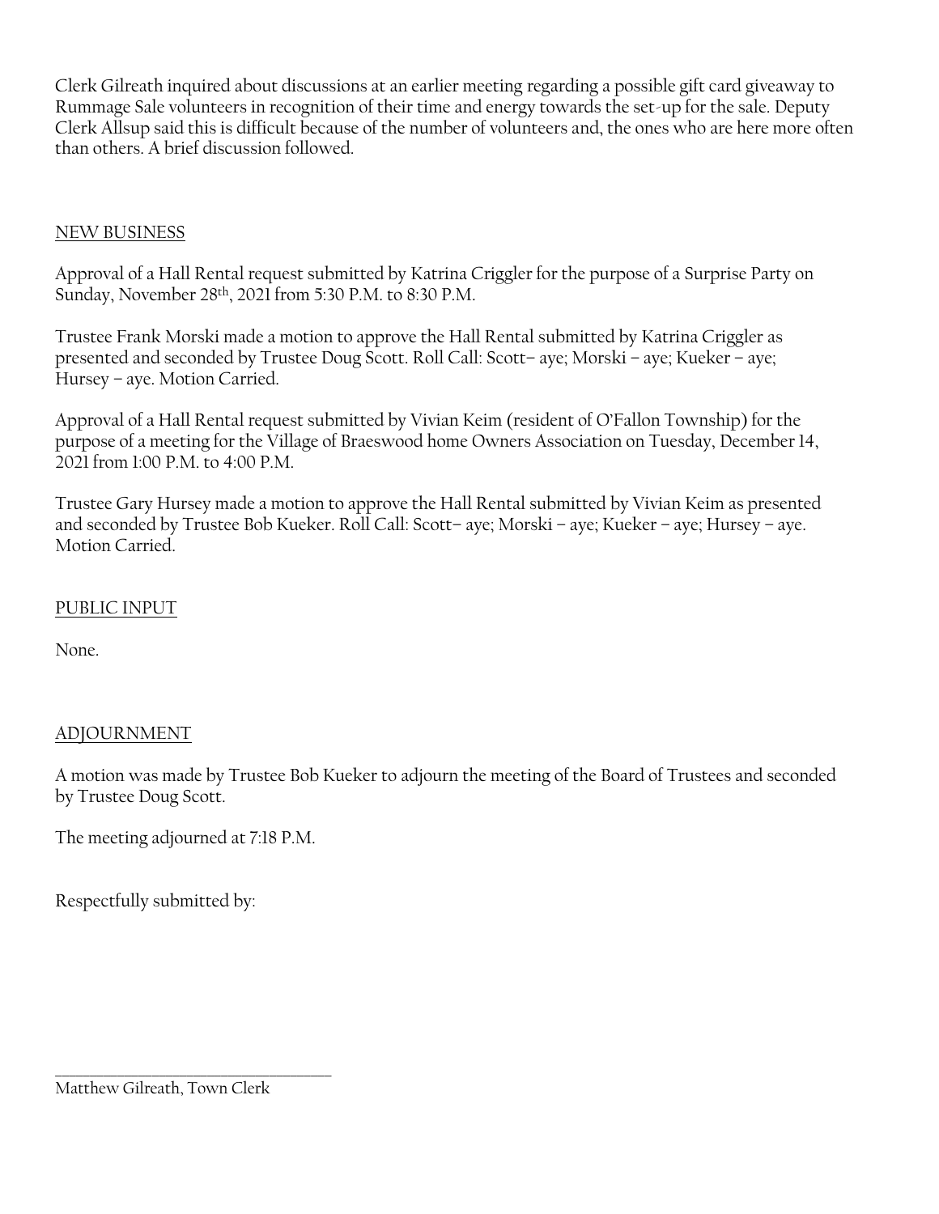Clerk Gilreath inquired about discussions at an earlier meeting regarding a possible gift card giveaway to Rummage Sale volunteers in recognition of their time and energy towards the set-up for the sale. Deputy Clerk Allsup said this is difficult because of the number of volunteers and, the ones who are here more often than others. A brief discussion followed.

## NEW BUSINESS

Approval of a Hall Rental request submitted by Katrina Criggler for the purpose of a Surprise Party on Sunday, November 28th, 2021 from 5:30 P.M. to 8:30 P.M.

Trustee Frank Morski made a motion to approve the Hall Rental submitted by Katrina Criggler as presented and seconded by Trustee Doug Scott. Roll Call: Scott– aye; Morski – aye; Kueker – aye; Hursey – aye. Motion Carried.

Approval of a Hall Rental request submitted by Vivian Keim (resident of O'Fallon Township) for the purpose of a meeting for the Village of Braeswood home Owners Association on Tuesday, December 14, 2021 from 1:00 P.M. to 4:00 P.M.

Trustee Gary Hursey made a motion to approve the Hall Rental submitted by Vivian Keim as presented and seconded by Trustee Bob Kueker. Roll Call: Scott– aye; Morski – aye; Kueker – aye; Hursey – aye. Motion Carried.

## PUBLIC INPUT

None.

## ADJOURNMENT

A motion was made by Trustee Bob Kueker to adjourn the meeting of the Board of Trustees and seconded by Trustee Doug Scott.

The meeting adjourned at 7:18 P.M.

Respectfully submitted by:

\_\_\_\_\_\_\_\_\_\_\_\_\_\_\_\_\_\_\_\_\_\_\_\_\_\_\_\_\_\_\_\_\_\_\_\_

Matthew Gilreath, Town Clerk